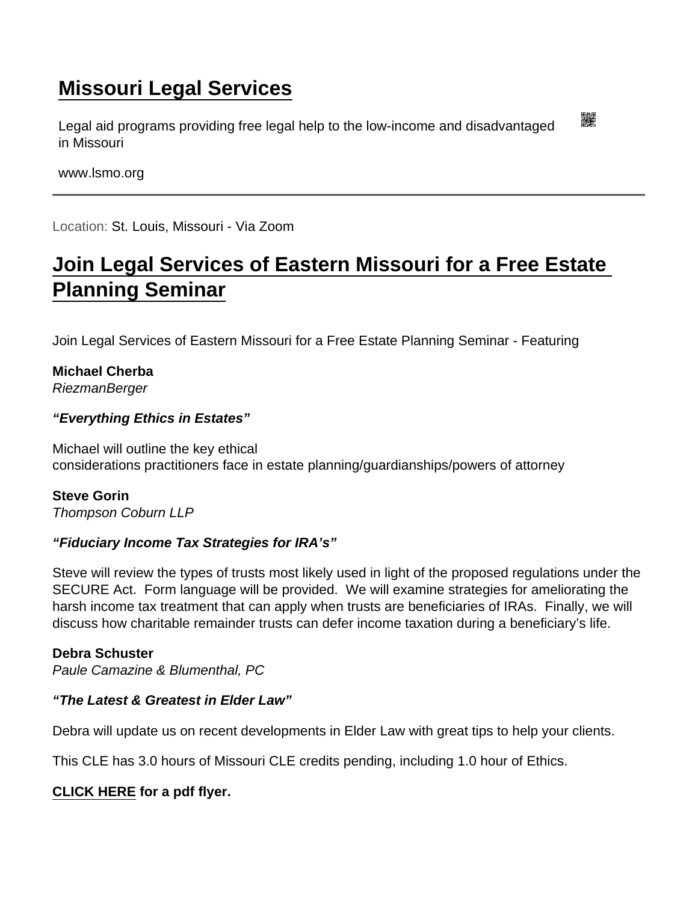# Missouri Legal Services

Legal aid programs providing free legal help to the low-income and disadvantaged in Missouri

www.lsmo.org

---

Location: St. Louis, Missouri - Via Zoom

## Join Legal Services of Eastern Missouri for a Free Estate Planning Seminar

Join Legal Services of Eastern Missouri for a Free Estate Planning Seminar - Featuring

**Michael Cherba**
*RiezmanBerger*

***“Everything Ethics in Estates”***

Michael will outline the key ethical
considerations practitioners face in estate planning/guardianships/powers of attorney

**Steve Gorin**
*Thompson Coburn LLP*

***“Fiduciary Income Tax Strategies for IRA’s”***

Steve will review the types of trusts most likely used in light of the proposed regulations under the SECURE Act. Form language will be provided. We will examine strategies for ameliorating the harsh income tax treatment that can apply when trusts are beneficiaries of IRAs. Finally, we will discuss how charitable remainder trusts can defer income taxation during a beneficiary’s life.

**Debra Schuster**
*Paule Camazine & Blumenthal, PC*

***“The Latest & Greatest in Elder Law”***

Debra will update us on recent developments in Elder Law with great tips to help your clients.

This CLE has 3.0 hours of Missouri CLE credits pending, including 1.0 hour of Ethics.

**CLICK HERE for a pdf flyer.**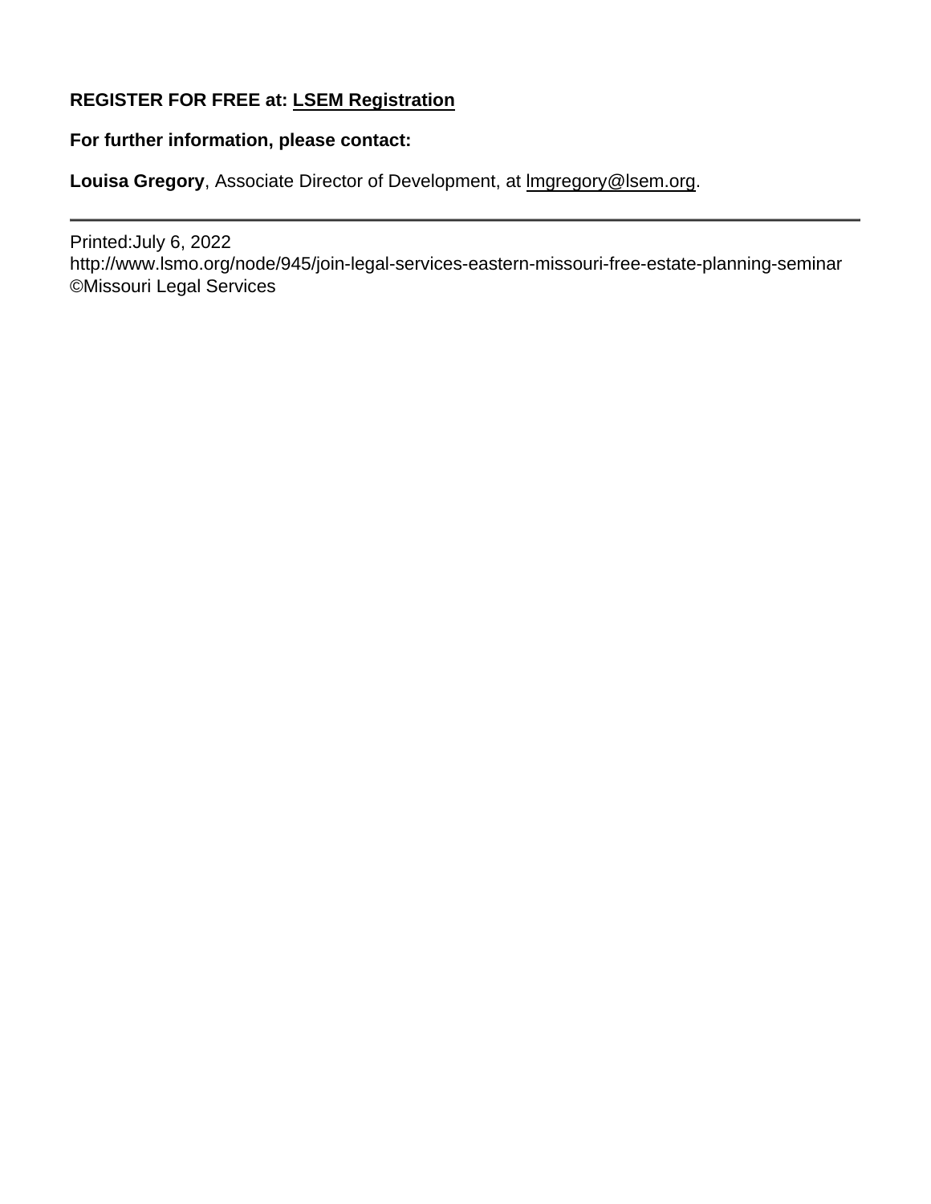**REGISTER FOR FREE at: LSEM Registration**

**For further information, please contact:**

**Louisa Gregory**, Associate Director of Development, at lmgregory@lsem.org.

---

Printed:July 6, 2022
http://www.lsmo.org/node/945/join-legal-services-eastern-missouri-free-estate-planning-seminar
©Missouri Legal Services